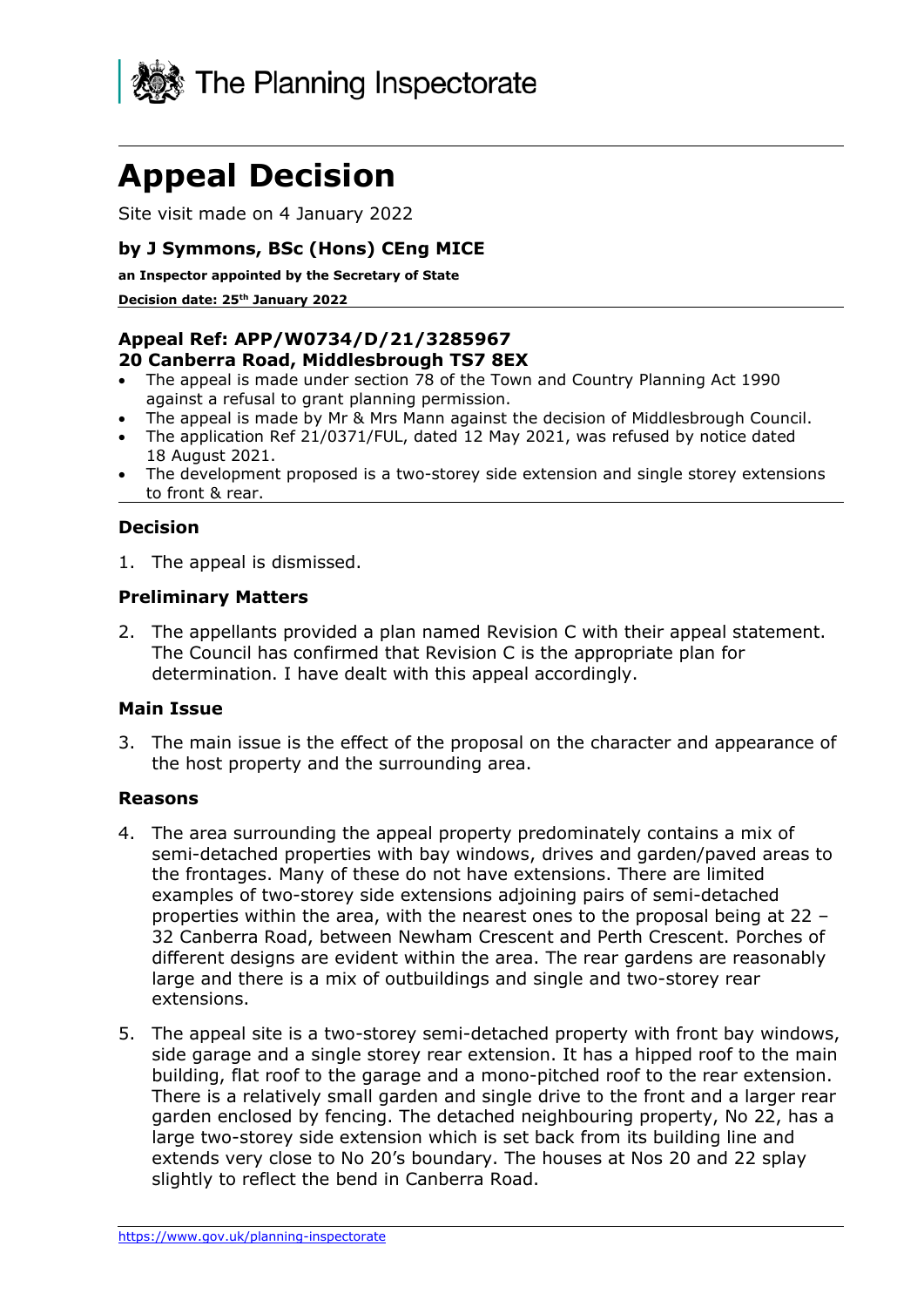The Planning Inspectorate

# Appeal Decision

Site visit made on 4 January 2022

**by J Symmons, BSc (Hons) CEng MICE**

**an Inspector appointed by the Secretary of State**

**Decision date: 25th January 2022**

**Appeal Ref: APP/W0734/D/21/3285967**
**20 Canberra Road, Middlesbrough TS7 8EX**

- The appeal is made under section 78 of the Town and Country Planning Act 1990 against a refusal to grant planning permission.
- The appeal is made by Mr & Mrs Mann against the decision of Middlesbrough Council.
- The application Ref 21/0371/FUL, dated 12 May 2021, was refused by notice dated 18 August 2021.
- The development proposed is a two-storey side extension and single storey extensions to front & rear.

### Decision

1. The appeal is dismissed.

### Preliminary Matters

2. The appellants provided a plan named Revision C with their appeal statement. The Council has confirmed that Revision C is the appropriate plan for determination. I have dealt with this appeal accordingly.

### Main Issue

3. The main issue is the effect of the proposal on the character and appearance of the host property and the surrounding area.

### Reasons

4. The area surrounding the appeal property predominately contains a mix of semi-detached properties with bay windows, drives and garden/paved areas to the frontages. Many of these do not have extensions. There are limited examples of two-storey side extensions adjoining pairs of semi-detached properties within the area, with the nearest ones to the proposal being at 22 – 32 Canberra Road, between Newham Crescent and Perth Crescent. Porches of different designs are evident within the area. The rear gardens are reasonably large and there is a mix of outbuildings and single and two-storey rear extensions.

5. The appeal site is a two-storey semi-detached property with front bay windows, side garage and a single storey rear extension. It has a hipped roof to the main building, flat roof to the garage and a mono-pitched roof to the rear extension. There is a relatively small garden and single drive to the front and a larger rear garden enclosed by fencing. The detached neighbouring property, No 22, has a large two-storey side extension which is set back from its building line and extends very close to No 20's boundary. The houses at Nos 20 and 22 splay slightly to reflect the bend in Canberra Road.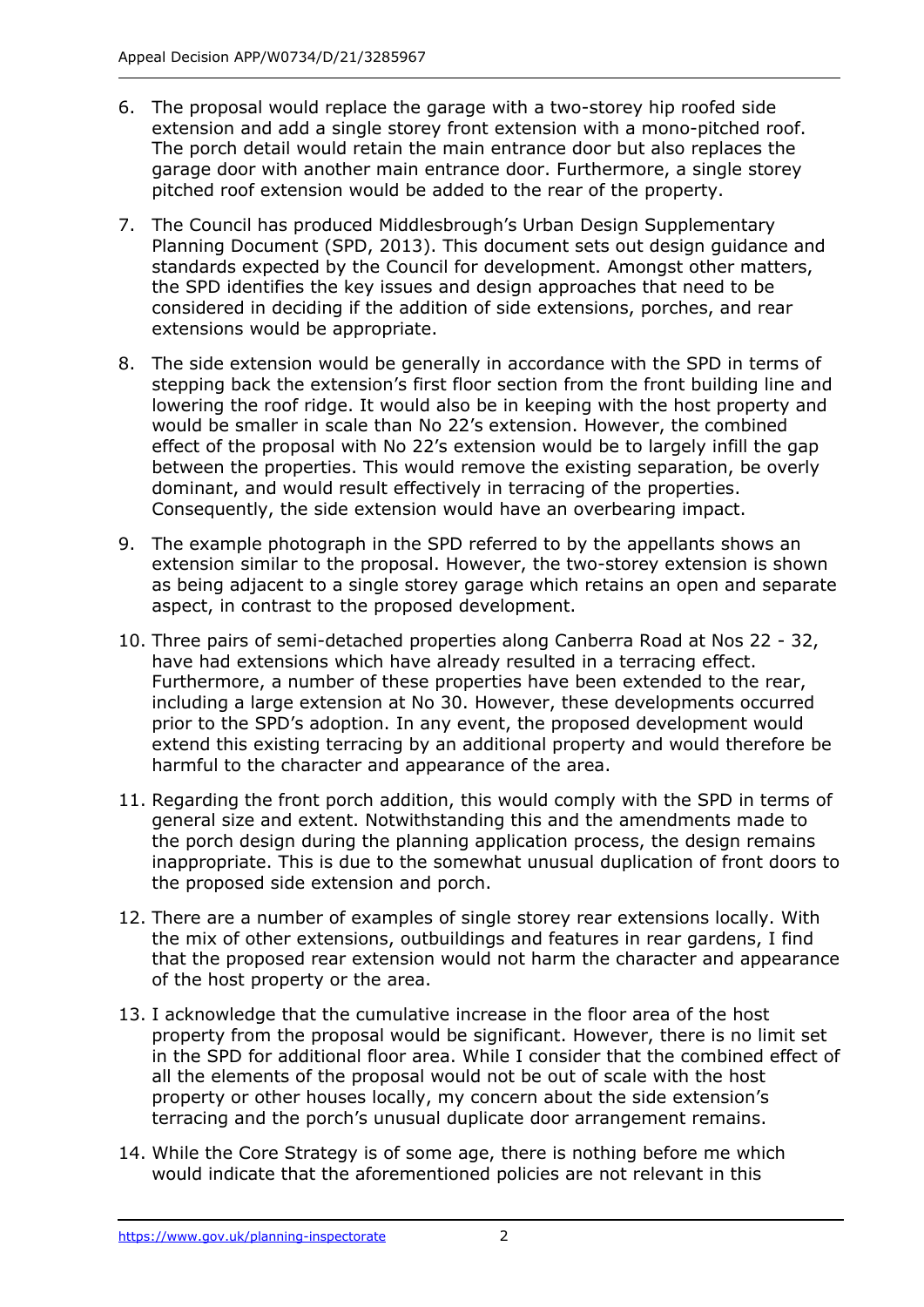6. The proposal would replace the garage with a two-storey hip roofed side extension and add a single storey front extension with a mono-pitched roof. The porch detail would retain the main entrance door but also replaces the garage door with another main entrance door. Furthermore, a single storey pitched roof extension would be added to the rear of the property.

7. The Council has produced Middlesbrough's Urban Design Supplementary Planning Document (SPD, 2013). This document sets out design guidance and standards expected by the Council for development. Amongst other matters, the SPD identifies the key issues and design approaches that need to be considered in deciding if the addition of side extensions, porches, and rear extensions would be appropriate.

8. The side extension would be generally in accordance with the SPD in terms of stepping back the extension's first floor section from the front building line and lowering the roof ridge. It would also be in keeping with the host property and would be smaller in scale than No 22's extension. However, the combined effect of the proposal with No 22's extension would be to largely infill the gap between the properties. This would remove the existing separation, be overly dominant, and would result effectively in terracing of the properties. Consequently, the side extension would have an overbearing impact.

9. The example photograph in the SPD referred to by the appellants shows an extension similar to the proposal. However, the two-storey extension is shown as being adjacent to a single storey garage which retains an open and separate aspect, in contrast to the proposed development.

10. Three pairs of semi-detached properties along Canberra Road at Nos 22 - 32, have had extensions which have already resulted in a terracing effect. Furthermore, a number of these properties have been extended to the rear, including a large extension at No 30. However, these developments occurred prior to the SPD's adoption. In any event, the proposed development would extend this existing terracing by an additional property and would therefore be harmful to the character and appearance of the area.

11. Regarding the front porch addition, this would comply with the SPD in terms of general size and extent. Notwithstanding this and the amendments made to the porch design during the planning application process, the design remains inappropriate. This is due to the somewhat unusual duplication of front doors to the proposed side extension and porch.

12. There are a number of examples of single storey rear extensions locally. With the mix of other extensions, outbuildings and features in rear gardens, I find that the proposed rear extension would not harm the character and appearance of the host property or the area.

13. I acknowledge that the cumulative increase in the floor area of the host property from the proposal would be significant. However, there is no limit set in the SPD for additional floor area. While I consider that the combined effect of all the elements of the proposal would not be out of scale with the host property or other houses locally, my concern about the side extension's terracing and the porch's unusual duplicate door arrangement remains.

14. While the Core Strategy is of some age, there is nothing before me which would indicate that the aforementioned policies are not relevant in this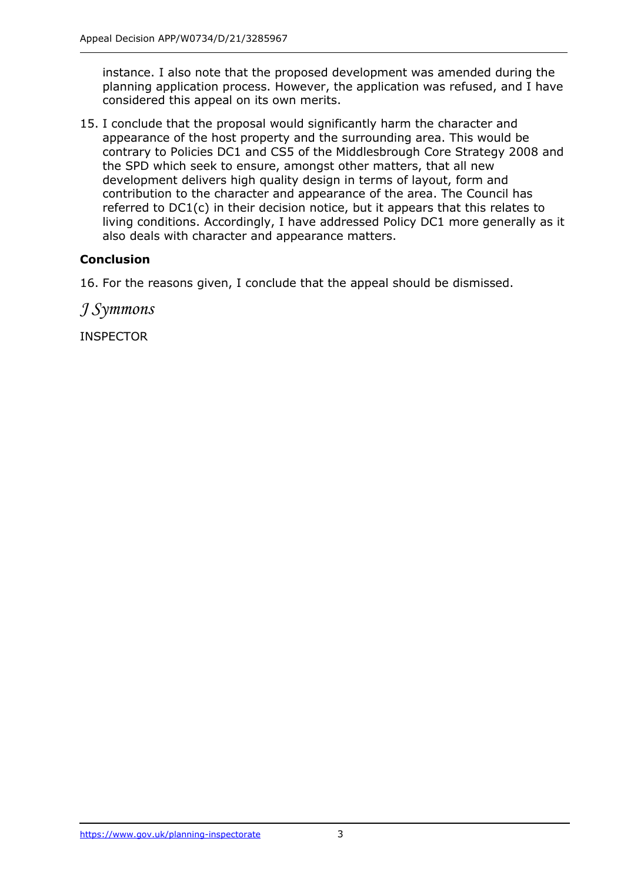instance. I also note that the proposed development was amended during the planning application process. However, the application was refused, and I have considered this appeal on its own merits.

15. I conclude that the proposal would significantly harm the character and appearance of the host property and the surrounding area. This would be contrary to Policies DC1 and CS5 of the Middlesbrough Core Strategy 2008 and the SPD which seek to ensure, amongst other matters, that all new development delivers high quality design in terms of layout, form and contribution to the character and appearance of the area. The Council has referred to DC1(c) in their decision notice, but it appears that this relates to living conditions. Accordingly, I have addressed Policy DC1 more generally as it also deals with character and appearance matters.

### Conclusion

16. For the reasons given, I conclude that the appeal should be dismissed.

*J Symmons*

INSPECTOR